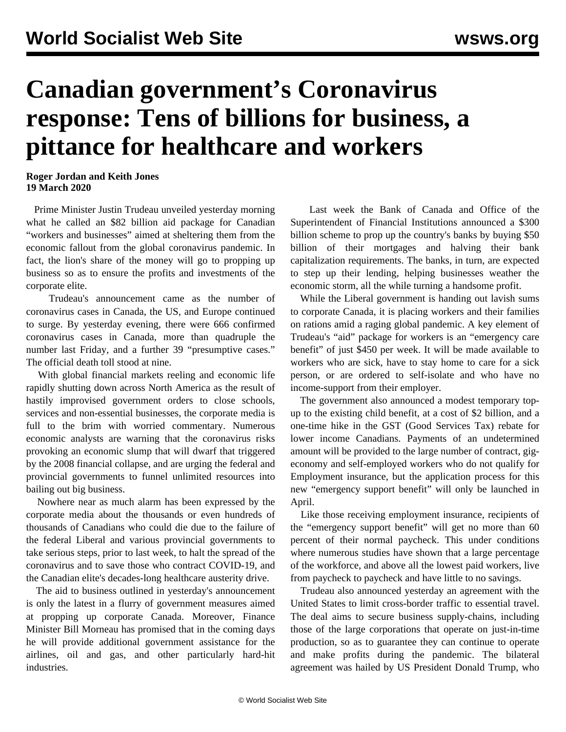# Canadian government's Coronavirus response: Tens of billions for business, a pittance for healthcare and workers

**Roger Jordan and Keith Jones**
**19 March 2020**

Prime Minister Justin Trudeau unveiled yesterday morning what he called an $82 billion aid package for Canadian "workers and businesses" aimed at sheltering them from the economic fallout from the global coronavirus pandemic. In fact, the lion's share of the money will go to propping up business so as to ensure the profits and investments of the corporate elite.

Trudeau's announcement came as the number of coronavirus cases in Canada, the US, and Europe continued to surge. By yesterday evening, there were 666 confirmed coronavirus cases in Canada, more than quadruple the number last Friday, and a further 39 "presumptive cases." The official death toll stood at nine.

With global financial markets reeling and economic life rapidly shutting down across North America as the result of hastily improvised government orders to close schools, services and non-essential businesses, the corporate media is full to the brim with worried commentary. Numerous economic analysts are warning that the coronavirus risks provoking an economic slump that will dwarf that triggered by the 2008 financial collapse, and are urging the federal and provincial governments to funnel unlimited resources into bailing out big business.

Nowhere near as much alarm has been expressed by the corporate media about the thousands or even hundreds of thousands of Canadians who could die due to the failure of the federal Liberal and various provincial governments to take serious steps, prior to last week, to halt the spread of the coronavirus and to save those who contract COVID-19, and the Canadian elite's decades-long healthcare austerity drive.

The aid to business outlined in yesterday's announcement is only the latest in a flurry of government measures aimed at propping up corporate Canada. Moreover, Finance Minister Bill Morneau has promised that in the coming days he will provide additional government assistance for the airlines, oil and gas, and other particularly hard-hit industries.

Last week the Bank of Canada and Office of the Superintendent of Financial Institutions announced a $300 billion scheme to prop up the country's banks by buying $50 billion of their mortgages and halving their bank capitalization requirements. The banks, in turn, are expected to step up their lending, helping businesses weather the economic storm, all the while turning a handsome profit.

While the Liberal government is handing out lavish sums to corporate Canada, it is placing workers and their families on rations amid a raging global pandemic. A key element of Trudeau's "aid" package for workers is an "emergency care benefit" of just $450 per week. It will be made available to workers who are sick, have to stay home to care for a sick person, or are ordered to self-isolate and who have no income-support from their employer.

The government also announced a modest temporary top-up to the existing child benefit, at a cost of $2 billion, and a one-time hike in the GST (Good Services Tax) rebate for lower income Canadians. Payments of an undetermined amount will be provided to the large number of contract, gig-economy and self-employed workers who do not qualify for Employment insurance, but the application process for this new "emergency support benefit" will only be launched in April.

Like those receiving employment insurance, recipients of the "emergency support benefit" will get no more than 60 percent of their normal paycheck. This under conditions where numerous studies have shown that a large percentage of the workforce, and above all the lowest paid workers, live from paycheck to paycheck and have little to no savings.

Trudeau also announced yesterday an agreement with the United States to limit cross-border traffic to essential travel. The deal aims to secure business supply-chains, including those of the large corporations that operate on just-in-time production, so as to guarantee they can continue to operate and make profits during the pandemic. The bilateral agreement was hailed by US President Donald Trump, who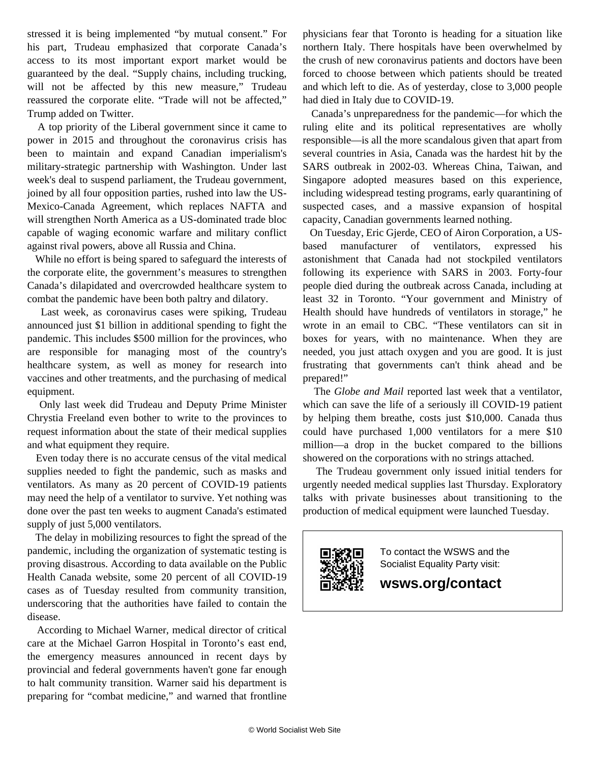stressed it is being implemented "by mutual consent." For his part, Trudeau emphasized that corporate Canada's access to its most important export market would be guaranteed by the deal. "Supply chains, including trucking, will not be affected by this new measure," Trudeau reassured the corporate elite. "Trade will not be affected," Trump added on Twitter.

A top priority of the Liberal government since it came to power in 2015 and throughout the coronavirus crisis has been to maintain and expand Canadian imperialism's military-strategic partnership with Washington. Under last week's deal to suspend parliament, the Trudeau government, joined by all four opposition parties, rushed into law the US-Mexico-Canada Agreement, which replaces NAFTA and will strengthen North America as a US-dominated trade bloc capable of waging economic warfare and military conflict against rival powers, above all Russia and China.

While no effort is being spared to safeguard the interests of the corporate elite, the government's measures to strengthen Canada's dilapidated and overcrowded healthcare system to combat the pandemic have been both paltry and dilatory.

Last week, as coronavirus cases were spiking, Trudeau announced just $1 billion in additional spending to fight the pandemic. This includes $500 million for the provinces, who are responsible for managing most of the country's healthcare system, as well as money for research into vaccines and other treatments, and the purchasing of medical equipment.

Only last week did Trudeau and Deputy Prime Minister Chrystia Freeland even bother to write to the provinces to request information about the state of their medical supplies and what equipment they require.

Even today there is no accurate census of the vital medical supplies needed to fight the pandemic, such as masks and ventilators. As many as 20 percent of COVID-19 patients may need the help of a ventilator to survive. Yet nothing was done over the past ten weeks to augment Canada's estimated supply of just 5,000 ventilators.

The delay in mobilizing resources to fight the spread of the pandemic, including the organization of systematic testing is proving disastrous. According to data available on the Public Health Canada website, some 20 percent of all COVID-19 cases as of Tuesday resulted from community transition, underscoring that the authorities have failed to contain the disease.

According to Michael Warner, medical director of critical care at the Michael Garron Hospital in Toronto's east end, the emergency measures announced in recent days by provincial and federal governments haven't gone far enough to halt community transition. Warner said his department is preparing for "combat medicine," and warned that frontline physicians fear that Toronto is heading for a situation like northern Italy. There hospitals have been overwhelmed by the crush of new coronavirus patients and doctors have been forced to choose between which patients should be treated and which left to die. As of yesterday, close to 3,000 people had died in Italy due to COVID-19.

Canada's unpreparedness for the pandemic—for which the ruling elite and its political representatives are wholly responsible—is all the more scandalous given that apart from several countries in Asia, Canada was the hardest hit by the SARS outbreak in 2002-03. Whereas China, Taiwan, and Singapore adopted measures based on this experience, including widespread testing programs, early quarantining of suspected cases, and a massive expansion of hospital capacity, Canadian governments learned nothing.

On Tuesday, Eric Gjerde, CEO of Airon Corporation, a US-based manufacturer of ventilators, expressed his astonishment that Canada had not stockpiled ventilators following its experience with SARS in 2003. Forty-four people died during the outbreak across Canada, including at least 32 in Toronto. "Your government and Ministry of Health should have hundreds of ventilators in storage," he wrote in an email to CBC. "These ventilators can sit in boxes for years, with no maintenance. When they are needed, you just attach oxygen and you are good. It is just frustrating that governments can't think ahead and be prepared!"

The *Globe and Mail* reported last week that a ventilator, which can save the life of a seriously ill COVID-19 patient by helping them breathe, costs just $10,000. Canada thus could have purchased 1,000 ventilators for a mere $10 million—a drop in the bucket compared to the billions showered on the corporations with no strings attached.

The Trudeau government only issued initial tenders for urgently needed medical supplies last Thursday. Exploratory talks with private businesses about transitioning to the production of medical equipment were launched Tuesday.

To contact the WSWS and the Socialist Equality Party visit:

**wsws.org/contact**